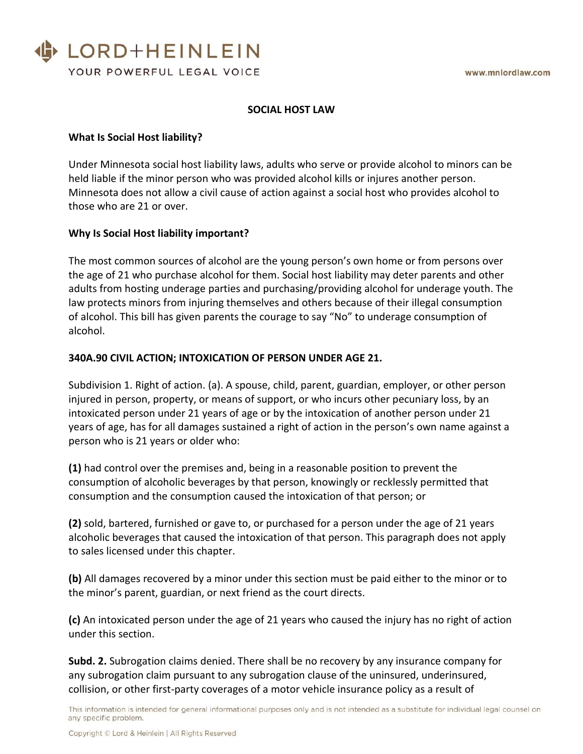# SOCIAL HOST LAW

## What Is Social Host liability?

Under Minnesota social host liability laws, adults who serve or provide alcohol to minors can be held liable if the minor person who was provided alcohol kills or injures another person. Minnesota does not allow a civil cause of action against a social host who provides alcohol to those who are 21 or over.

## Why Is Social Host liability important?

The most common sources of alcohol are the young person's own home or from persons over the age of 21 who purchase alcohol for them. Social host liability may deter parents and other adults from hosting underage parties and purchasing/providing alcohol for underage youth. The law protects minors from injuring themselves and others because of their illegal consumption of alcohol. This bill has given parents the courage to say "No" to underage consumption of alcohol.

## 340A.90 CIVIL ACTION; INTOXICATION OF PERSON UNDER AGE 21.

Subdivision 1. Right of action. (a). A spouse, child, parent, guardian, employer, or other person injured in person, property, or means of support, or who incurs other pecuniary loss, by an intoxicated person under 21 years of age or by the intoxication of another person under 21 years of age, has for all damages sustained a right of action in the person's own name against a person who is 21 years or older who:

**(1)** had control over the premises and, being in a reasonable position to prevent the consumption of alcoholic beverages by that person, knowingly or recklessly permitted that consumption and the consumption caused the intoxication of that person; or

**(2)** sold, bartered, furnished or gave to, or purchased for a person under the age of 21 years alcoholic beverages that caused the intoxication of that person. This paragraph does not apply to sales licensed under this chapter.

**(b)** All damages recovered by a minor under this section must be paid either to the minor or to the minor's parent, guardian, or next friend as the court directs.

**(c)** An intoxicated person under the age of 21 years who caused the injury has no right of action under this section.

**Subd. 2.** Subrogation claims denied. There shall be no recovery by any insurance company for any subrogation claim pursuant to any subrogation clause of the uninsured, underinsured, collision, or other first-party coverages of a motor vehicle insurance policy as a result of

This information is intended for general informational purposes only and is not intended as a substitute for individual legal counsel on any specific problem.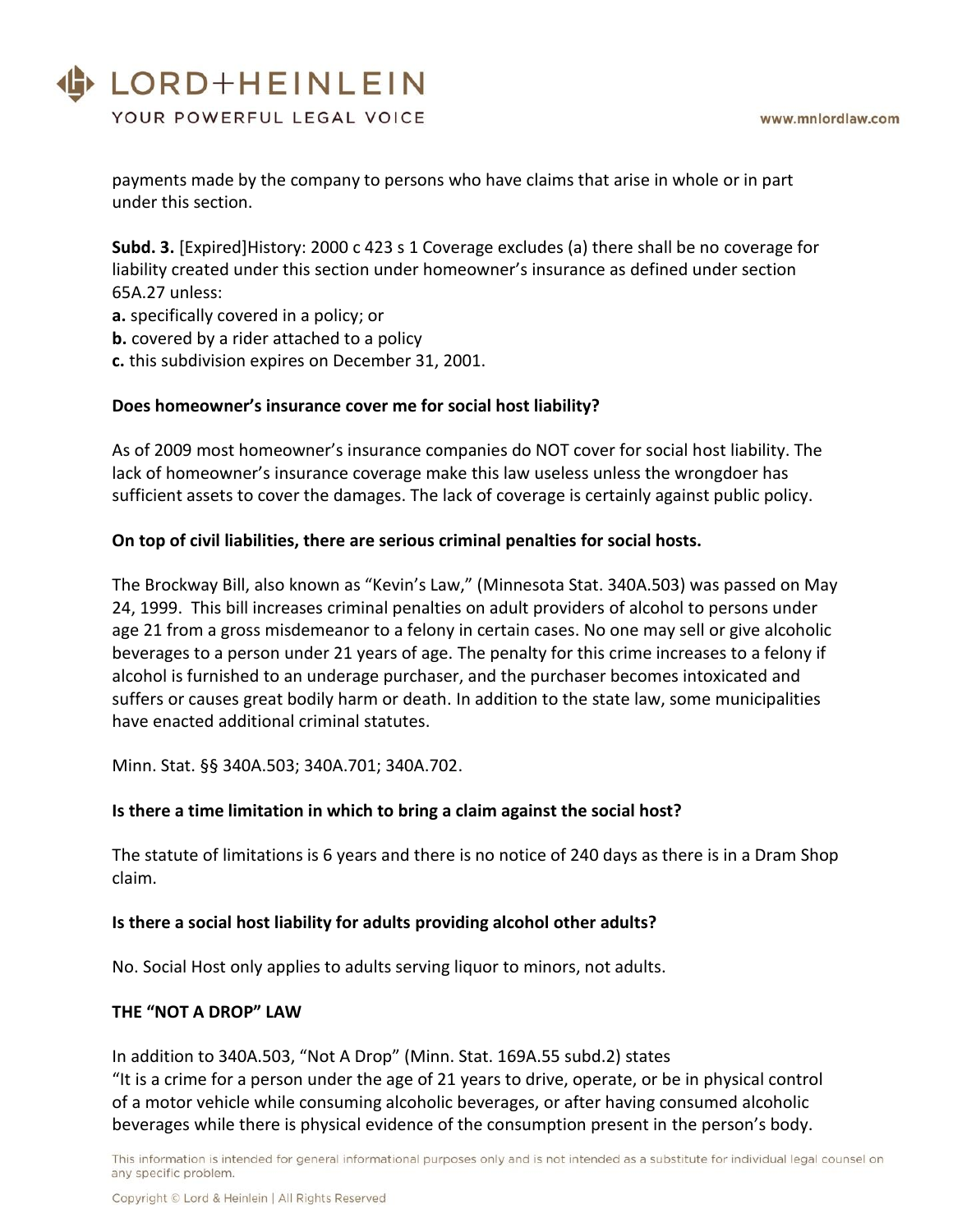payments made by the company to persons who have claims that arise in whole or in part under this section.

**Subd. 3.** [Expired]History: 2000 c 423 s 1 Coverage excludes (a) there shall be no coverage for liability created under this section under homeowner's insurance as defined under section 65A.27 unless:
**a.** specifically covered in a policy; or
**b.** covered by a rider attached to a policy
**c.** this subdivision expires on December 31, 2001.

**Does homeowner's insurance cover me for social host liability?**

As of 2009 most homeowner's insurance companies do NOT cover for social host liability. The lack of homeowner's insurance coverage make this law useless unless the wrongdoer has sufficient assets to cover the damages. The lack of coverage is certainly against public policy.

**On top of civil liabilities, there are serious criminal penalties for social hosts.**

The Brockway Bill, also known as "Kevin's Law," (Minnesota Stat. 340A.503) was passed on May 24, 1999. This bill increases criminal penalties on adult providers of alcohol to persons under age 21 from a gross misdemeanor to a felony in certain cases. No one may sell or give alcoholic beverages to a person under 21 years of age. The penalty for this crime increases to a felony if alcohol is furnished to an underage purchaser, and the purchaser becomes intoxicated and suffers or causes great bodily harm or death. In addition to the state law, some municipalities have enacted additional criminal statutes.

Minn. Stat. §§ 340A.503; 340A.701; 340A.702.

**Is there a time limitation in which to bring a claim against the social host?**

The statute of limitations is 6 years and there is no notice of 240 days as there is in a Dram Shop claim.

**Is there a social host liability for adults providing alcohol other adults?**

No. Social Host only applies to adults serving liquor to minors, not adults.

**THE "NOT A DROP" LAW**

In addition to 340A.503, "Not A Drop" (Minn. Stat. 169A.55 subd.2) states
"It is a crime for a person under the age of 21 years to drive, operate, or be in physical control of a motor vehicle while consuming alcoholic beverages, or after having consumed alcoholic beverages while there is physical evidence of the consumption present in the person's body.

This information is intended for general informational purposes only and is not intended as a substitute for individual legal counsel on any specific problem.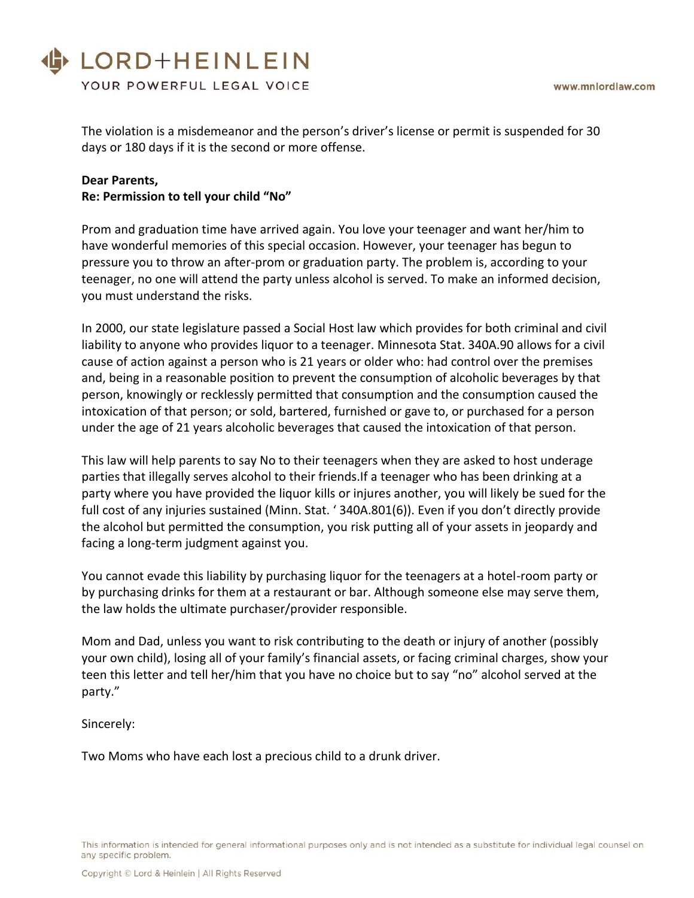The violation is a misdemeanor and the person's driver's license or permit is suspended for 30 days or 180 days if it is the second or more offense.

**Dear Parents,**
**Re: Permission to tell your child "No"**

Prom and graduation time have arrived again. You love your teenager and want her/him to have wonderful memories of this special occasion. However, your teenager has begun to pressure you to throw an after-prom or graduation party. The problem is, according to your teenager, no one will attend the party unless alcohol is served. To make an informed decision, you must understand the risks.

In 2000, our state legislature passed a Social Host law which provides for both criminal and civil liability to anyone who provides liquor to a teenager. Minnesota Stat. 340A.90 allows for a civil cause of action against a person who is 21 years or older who: had control over the premises and, being in a reasonable position to prevent the consumption of alcoholic beverages by that person, knowingly or recklessly permitted that consumption and the consumption caused the intoxication of that person; or sold, bartered, furnished or gave to, or purchased for a person under the age of 21 years alcoholic beverages that caused the intoxication of that person.

This law will help parents to say No to their teenagers when they are asked to host underage parties that illegally serves alcohol to their friends.If a teenager who has been drinking at a party where you have provided the liquor kills or injures another, you will likely be sued for the full cost of any injuries sustained (Minn. Stat. ' 340A.801(6)). Even if you don't directly provide the alcohol but permitted the consumption, you risk putting all of your assets in jeopardy and facing a long-term judgment against you.

You cannot evade this liability by purchasing liquor for the teenagers at a hotel-room party or by purchasing drinks for them at a restaurant or bar. Although someone else may serve them, the law holds the ultimate purchaser/provider responsible.

Mom and Dad, unless you want to risk contributing to the death or injury of another (possibly your own child), losing all of your family's financial assets, or facing criminal charges, show your teen this letter and tell her/him that you have no choice but to say "no" alcohol served at the party."

Sincerely:

Two Moms who have each lost a precious child to a drunk driver.

This information is intended for general informational purposes only and is not intended as a substitute for individual legal counsel on any specific problem.